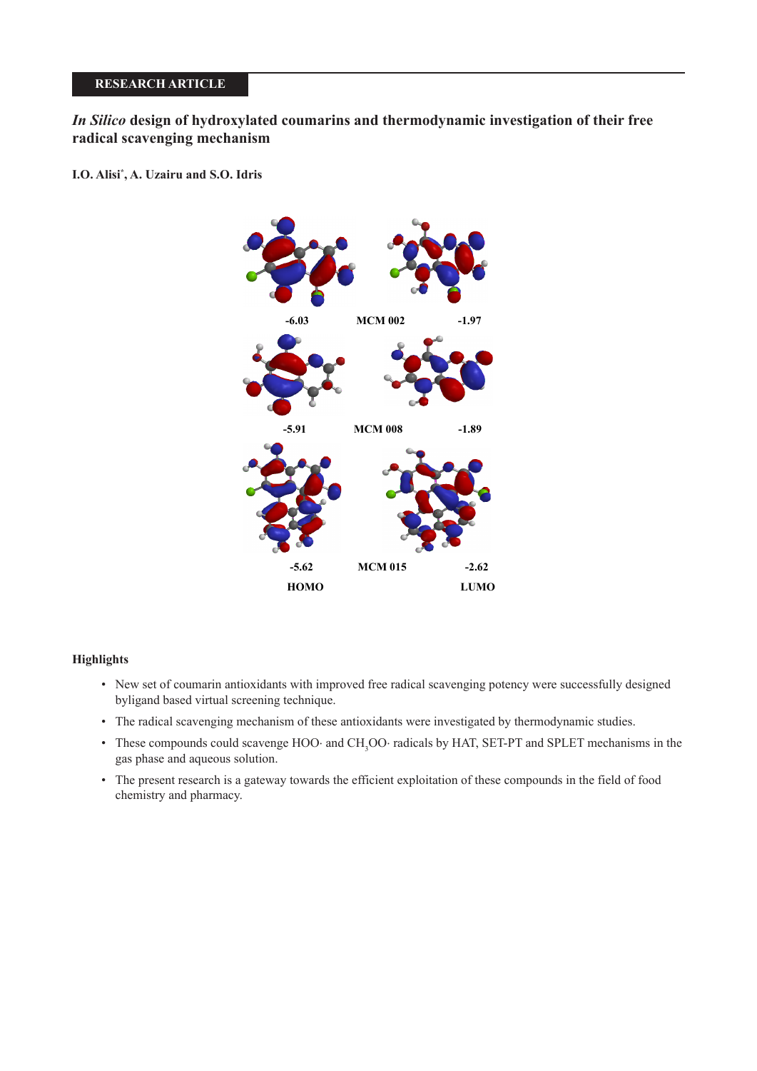RESEARCH ARTICLE

# *In Silico* design of hydroxylated coumarins and thermodynamic investigation of their free radical scavenging mechanism

**I.O. Alisi[*], A. Uzairu and S.O. Idris**

| -6.03 | MCM 002 | -1.97 |
|---|---|---|
| -5.91 | MCM 008 | -1.89 |
| -5.62 | MCM 015 | -2.62 |
| HOMO | | LUMO |

## Highlights

- New set of coumarin antioxidants with improved free radical scavenging potency were successfully designed byligand based virtual screening technique.
- The radical scavenging mechanism of these antioxidants were investigated by thermodynamic studies.
- These compounds could scavenge HOO· and $CH_3OO·$ radicals by HAT, SET-PT and SPLET mechanisms in the gas phase and aqueous solution.
- The present research is a gateway towards the efficient exploitation of these compounds in the field of food chemistry and pharmacy.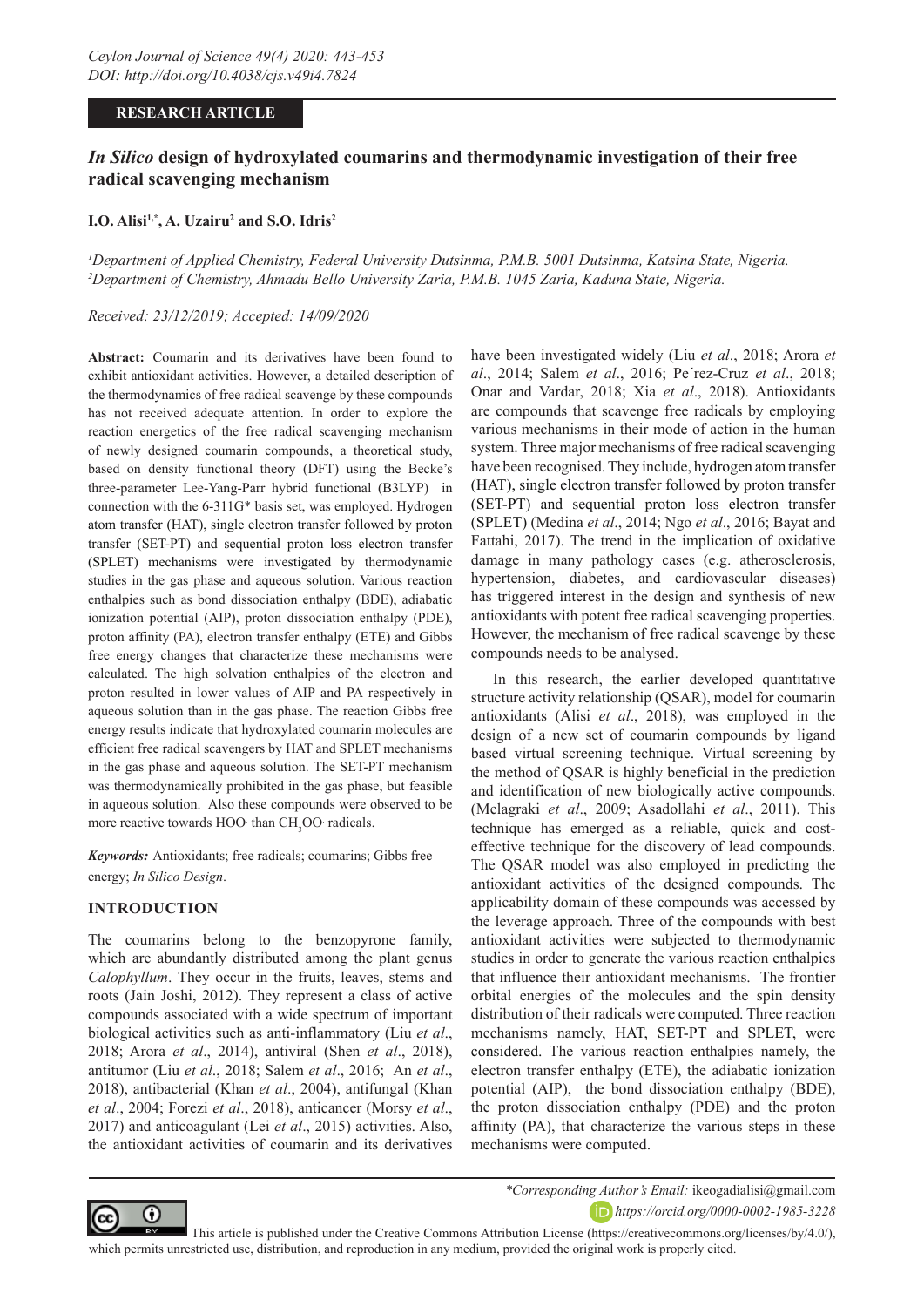## RESEARCH ARTICLE

# *In Silico* design of hydroxylated coumarins and thermodynamic investigation of their free radical scavenging mechanism

**I.O. Alisi[1,*], A. Uzairu[2] and S.O. Idris[2]**

*[1]Department of Applied Chemistry, Federal University Dutsinma, P.M.B. 5001 Dutsinma, Katsina State, Nigeria.*
*[2]Department of Chemistry, Ahmadu Bello University Zaria, P.M.B. 1045 Zaria, Kaduna State, Nigeria.*

*Received: 23/12/2019; Accepted: 14/09/2020*

**Abstract:** Coumarin and its derivatives have been found to exhibit antioxidant activities. However, a detailed description of the thermodynamics of free radical scavenge by these compounds has not received adequate attention. In order to explore the reaction energetics of the free radical scavenging mechanism of newly designed coumarin compounds, a theoretical study, based on density functional theory (DFT) using the Becke's three-parameter Lee-Yang-Parr hybrid functional (B3LYP) in connection with the 6-311G* basis set, was employed. Hydrogen atom transfer (HAT), single electron transfer followed by proton transfer (SET-PT) and sequential proton loss electron transfer (SPLET) mechanisms were investigated by thermodynamic studies in the gas phase and aqueous solution. Various reaction enthalpies such as bond dissociation enthalpy (BDE), adiabatic ionization potential (AIP), proton dissociation enthalpy (PDE), proton affinity (PA), electron transfer enthalpy (ETE) and Gibbs free energy changes that characterize these mechanisms were calculated. The high solvation enthalpies of the electron and proton resulted in lower values of AIP and PA respectively in aqueous solution than in the gas phase. The reaction Gibbs free energy results indicate that hydroxylated coumarin molecules are efficient free radical scavengers by HAT and SPLET mechanisms in the gas phase and aqueous solution. The SET-PT mechanism was thermodynamically prohibited in the gas phase, but feasible in aqueous solution. Also these compounds were observed to be more reactive towards $HOO^{\cdot}$ than $CH_3OO^{\cdot}$ radicals.

***Keywords:*** Antioxidants; free radicals; coumarins; Gibbs free energy; *In Silico Design*.

## INTRODUCTION

The coumarins belong to the benzopyrone family, which are abundantly distributed among the plant genus *Calophyllum*. They occur in the fruits, leaves, stems and roots (Jain Joshi, 2012). They represent a class of active compounds associated with a wide spectrum of important biological activities such as anti-inflammatory (Liu *et al*., 2018; Arora *et al*., 2014), antiviral (Shen *et al*., 2018), antitumor (Liu *et al*., 2018; Salem *et al*., 2016; An *et al*., 2018), antibacterial (Khan *et al*., 2004), antifungal (Khan *et al*., 2004; Forezi *et al*., 2018), anticancer (Morsy *et al*., 2017) and anticoagulant (Lei *et al*., 2015) activities. Also, the antioxidant activities of coumarin and its derivatives have been investigated widely (Liu *et al*., 2018; Arora *et al*., 2014; Salem *et al*., 2016; Pe´rez-Cruz *et al*., 2018; Onar and Vardar, 2018; Xia *et al*., 2018). Antioxidants are compounds that scavenge free radicals by employing various mechanisms in their mode of action in the human system. Three major mechanisms of free radical scavenging have been recognised. They include, hydrogen atom transfer (HAT), single electron transfer followed by proton transfer (SET-PT) and sequential proton loss electron transfer (SPLET) (Medina *et al*., 2014; Ngo *et al*., 2016; Bayat and Fattahi, 2017). The trend in the implication of oxidative damage in many pathology cases (e.g. atherosclerosis, hypertension, diabetes, and cardiovascular diseases) has triggered interest in the design and synthesis of new antioxidants with potent free radical scavenging properties. However, the mechanism of free radical scavenge by these compounds needs to be analysed.

In this research, the earlier developed quantitative structure activity relationship (QSAR), model for coumarin antioxidants (Alisi *et al*., 2018), was employed in the design of a new set of coumarin compounds by ligand based virtual screening technique. Virtual screening by the method of QSAR is highly beneficial in the prediction and identification of new biologically active compounds. (Melagraki *et al*., 2009; Asadollahi *et al*., 2011). This technique has emerged as a reliable, quick and cost-effective technique for the discovery of lead compounds. The QSAR model was also employed in predicting the antioxidant activities of the designed compounds. The applicability domain of these compounds was accessed by the leverage approach. Three of the compounds with best antioxidant activities were subjected to thermodynamic studies in order to generate the various reaction enthalpies that influence their antioxidant mechanisms. The frontier orbital energies of the molecules and the spin density distribution of their radicals were computed. Three reaction mechanisms namely, HAT, SET-PT and SPLET, were considered. The various reaction enthalpies namely, the electron transfer enthalpy (ETE), the adiabatic ionization potential (AIP), the bond dissociation enthalpy (BDE), the proton dissociation enthalpy (PDE) and the proton affinity (PA), that characterize the various steps in these mechanisms were computed.

*\*Corresponding Author's Email:* ikeogadialisi@gmail.com
*https://orcid.org/0000-0002-1985-3228*

This article is published under the Creative Commons Attribution License (https://creativecommons.org/licenses/by/4.0/), which permits unrestricted use, distribution, and reproduction in any medium, provided the original work is properly cited.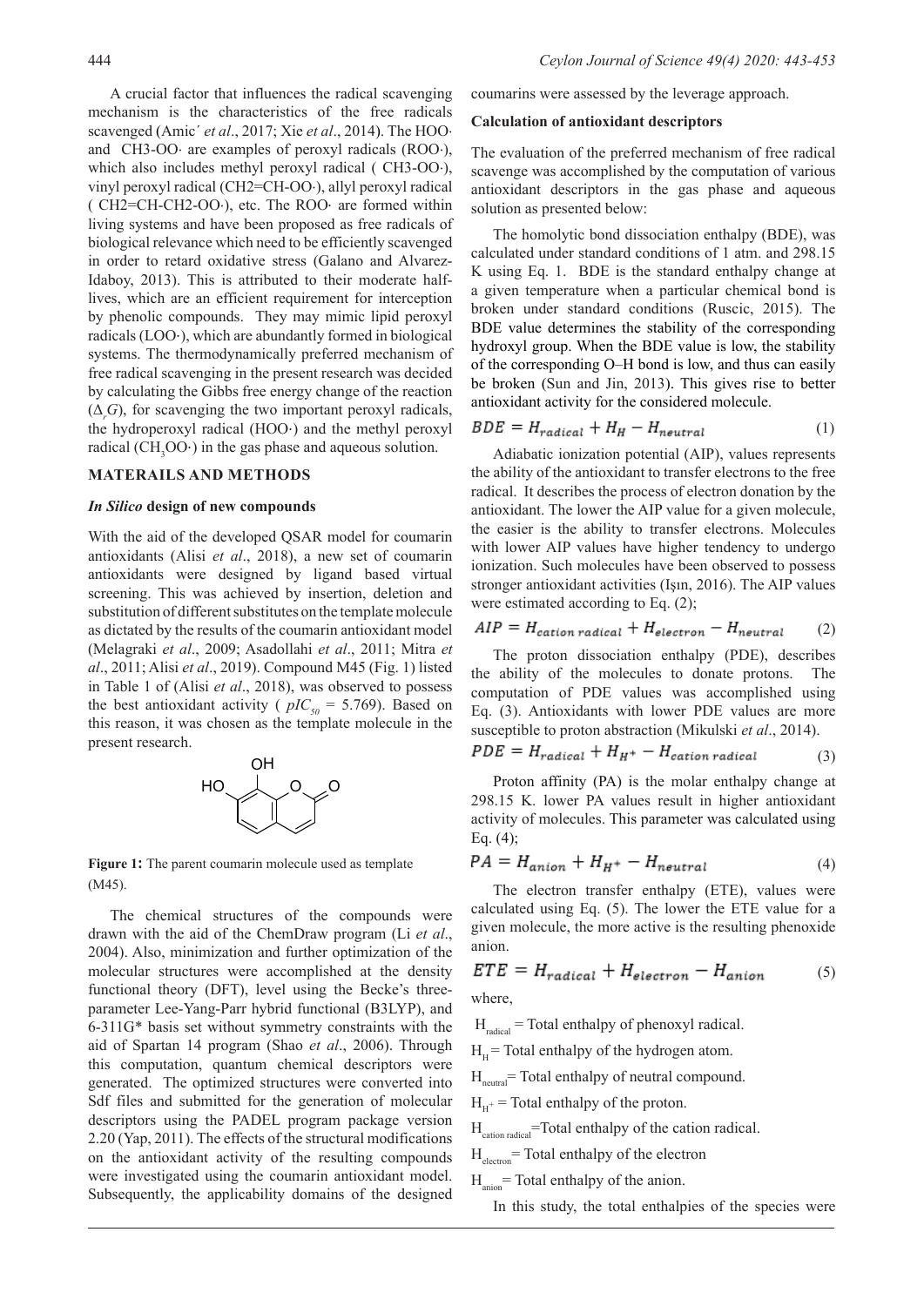A crucial factor that influences the radical scavenging mechanism is the characteristics of the free radicals scavenged (Amic´ *et al*., 2017; Xie *et al*., 2014). The HOO· and CH3-OO· are examples of peroxyl radicals (ROO·), which also includes methyl peroxyl radical ( CH3-OO·), vinyl peroxyl radical (CH2=CH-OO·), allyl peroxyl radical ( CH2=CH-CH2-OO·), etc. The ROO· are formed within living systems and have been proposed as free radicals of biological relevance which need to be efficiently scavenged in order to retard oxidative stress (Galano and Alvarez-Idaboy, 2013). This is attributed to their moderate half-lives, which are an efficient requirement for interception by phenolic compounds. They may mimic lipid peroxyl radicals (LOO·), which are abundantly formed in biological systems. The thermodynamically preferred mechanism of free radical scavenging in the present research was decided by calculating the Gibbs free energy change of the reaction ($\Delta_r G$), for scavenging the two important peroxyl radicals, the hydroperoxyl radical (HOO·) and the methyl peroxyl radical ($CH_3OO$·) in the gas phase and aqueous solution.

## MATERAILS AND METHODS

### *In Silico* design of new compounds

With the aid of the developed QSAR model for coumarin antioxidants (Alisi *et al*., 2018), a new set of coumarin antioxidants were designed by ligand based virtual screening. This was achieved by insertion, deletion and substitution of different substitutes on the template molecule as dictated by the results of the coumarin antioxidant model (Melagraki *et al*., 2009; Asadollahi *et al*., 2011; Mitra *et al*., 2011; Alisi *et al*., 2019). Compound M45 (Fig. 1) listed in Table 1 of (Alisi *et al*., 2018), was observed to possess the best antioxidant activity ( $pIC_{50}$ = 5.769). Based on this reason, it was chosen as the template molecule in the present research.

**Figure 1:** The parent coumarin molecule used as template (M45).

The chemical structures of the compounds were drawn with the aid of the ChemDraw program (Li *et al*., 2004). Also, minimization and further optimization of the molecular structures were accomplished at the density functional theory (DFT), level using the Becke's three-parameter Lee-Yang-Parr hybrid functional (B3LYP), and 6-311G* basis set without symmetry constraints with the aid of Spartan 14 program (Shao *et al*., 2006). Through this computation, quantum chemical descriptors were generated. The optimized structures were converted into Sdf files and submitted for the generation of molecular descriptors using the PADEL program package version 2.20 (Yap, 2011). The effects of the structural modifications on the antioxidant activity of the resulting compounds were investigated using the coumarin antioxidant model. Subsequently, the applicability domains of the designed coumarins were assessed by the leverage approach.

### Calculation of antioxidant descriptors

The evaluation of the preferred mechanism of free radical scavenge was accomplished by the computation of various antioxidant descriptors in the gas phase and aqueous solution as presented below:

The homolytic bond dissociation enthalpy (BDE), was calculated under standard conditions of 1 atm. and 298.15 K using Eq. 1. BDE is the standard enthalpy change at a given temperature when a particular chemical bond is broken under standard conditions (Ruscic, 2015). The BDE value determines the stability of the corresponding hydroxyl group. When the BDE value is low, the stability of the corresponding O–H bond is low, and thus can easily be broken (Sun and Jin, 2013). This gives rise to better antioxidant activity for the considered molecule.

$$BDE = H_{radical} + H_H - H_{neutral} \tag{1}$$

Adiabatic ionization potential (AIP), values represents the ability of the antioxidant to transfer electrons to the free radical. It describes the process of electron donation by the antioxidant. The lower the AIP value for a given molecule, the easier is the ability to transfer electrons. Molecules with lower AIP values have higher tendency to undergo ionization. Such molecules have been observed to possess stronger antioxidant activities (Işın, 2016). The AIP values were estimated according to Eq. (2);

$$AIP = H_{cation\ radical} + H_{electron} - H_{neutral} \tag{2}$$

The proton dissociation enthalpy (PDE), describes the ability of the molecules to donate protons. The computation of PDE values was accomplished using Eq. (3). Antioxidants with lower PDE values are more susceptible to proton abstraction (Mikulski *et al*., 2014).

$$PDE = H_{radical} + H_{H^+} - H_{cation\ radical} \tag{3}$$

Proton affinity (PA) is the molar enthalpy change at 298.15 K. lower PA values result in higher antioxidant activity of molecules. This parameter was calculated using Eq. (4);

$$PA = H_{anion} + H_{H^+} - H_{neutral} \tag{4}$$

The electron transfer enthalpy (ETE), values were calculated using Eq. (5). The lower the ETE value for a given molecule, the more active is the resulting phenoxide anion.

$$ETE = H_{radical} + H_{electron} - H_{anion} \tag{5}$$

where,

$H_{radical}$ = Total enthalpy of phenoxyl radical.

$H_H$ = Total enthalpy of the hydrogen atom.

$H_{neutral}$= Total enthalpy of neutral compound.

$H_{H^+}$ = Total enthalpy of the proton.

$H_{cation\ radical}$=Total enthalpy of the cation radical.

$H_{electron}$= Total enthalpy of the electron

$H_{anion}$= Total enthalpy of the anion.

In this study, the total enthalpies of the species were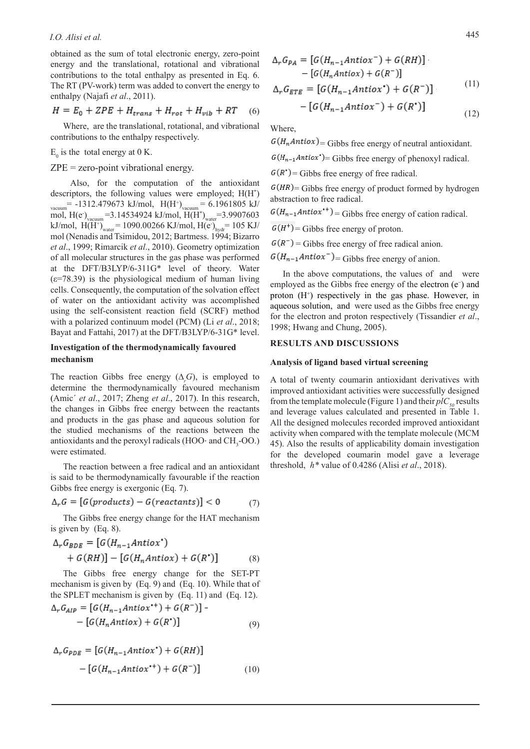obtained as the sum of total electronic energy, zero-point energy and the translational, rotational and vibrational contributions to the total enthalpy as presented in Eq. 6. The RT (PV-work) term was added to convert the energy to enthalpy (Najafi *et al*., 2011).

$$H = E_0 + ZPE + H_{trans} + H_{rot} + H_{vib} + RT \quad (6)$$

Where, are the translational, rotational, and vibrational contributions to the enthalpy respectively.

$E_0$ is the total energy at 0 K.

ZPE = zero-point vibrational energy.

Also, for the computation of the antioxidant descriptors, the following values were employed; $H(H^{*})_{vacuum}$ = -1312.479673 kJ/mol, $H(H^{+})_{vacuum}$ = 6.1961805 kJ/mol, $H(e^{-})_{vacuum}$ =3.14534924 kJ/mol, $H(H^{*})_{water}$=3.9907603 kJ/mol, $H(H^{+})_{water}$= 1090.00266 KJ/mol, $H(e^{-})_{hydr}$= 105 KJ/mol (Nenadis and Tsimidou, 2012; Bartmess. 1994; Bizarro *et al*., 1999; Rimarcik *et al*., 2010). Geometry optimization of all molecular structures in the gas phase was performed at the DFT/B3LYP/6-311G* level of theory. Water (ε=78.39) is the physiological medium of human living cells. Consequently, the computation of the solvation effect of water on the antioxidant activity was accomplished using the self-consistent reaction field (SCRF) method with a polarized continuum model (PCM) (Li *et al*., 2018; Bayat and Fattahi, 2017) at the DFT/B3LYP/6-31G* level.

**Investigation of the thermodynamically favoured mechanism**

The reaction Gibbs free energy ($\Delta_r G$), is employed to determine the thermodynamically favoured mechanism (Amic´ *et al*., 2017; Zheng *et al*., 2017). In this research, the changes in Gibbs free energy between the reactants and products in the gas phase and aqueous solution for the studied mechanisms of the reactions between the antioxidants and the peroxyl radicals (HOO· and $CH_3$-OO.) were estimated.

The reaction between a free radical and an antioxidant is said to be thermodynamically favourable if the reaction Gibbs free energy is exergonic (Eq. 7).

$$\Delta_r G = [G(products) - G(reactants)] < 0 \quad (7)$$

The Gibbs free energy change for the HAT mechanism is given by (Eq. 8).

$$\Delta_r G_{BDE} = [G(H_{n-1}Antiox^{\bullet}) + G(RH)] - [G(H_n Antiox) + G(R^{\bullet})] \quad (8)$$

The Gibbs free energy change for the SET-PT mechanism is given by (Eq. 9) and (Eq. 10). While that of the SPLET mechanism is given by (Eq. 11) and (Eq. 12).

$$\Delta_r G_{AIP} = [G(H_{n-1}Antiox^{\bullet+}) + G(R^{-})] - [G(H_n Antiox) + G(R^{\bullet})] \quad (9)$$

$$\Delta_r G_{PDE} = [G(H_{n-1}Antiox^{\bullet}) + G(RH)] - [G(H_{n-1}Antiox^{\bullet+}) + G(R^{-})] \quad (10)$$

$$\Delta_r G_{PA} = [G(H_{n-1}Antiox^{-}) + G(RH)] - [G(H_n Antiox) + G(R^{-})] \quad (11)$$

$$\Delta_r G_{ETE} = [G(H_{n-1}Antiox^{\bullet}) + G(R^{-})] - [G(H_{n-1}Antiox^{-}) + G(R^{\bullet})] \quad (12)$$

Where,

$G(H_n Antiox)$= Gibbs free energy of neutral antioxidant.

$G(H_{n-1}Antiox^{\bullet})$= Gibbs free energy of phenoxyl radical.

$G(R^{\bullet})$= Gibbs free energy of free radical.

$G(HR)$= Gibbs free energy of product formed by hydrogen abstraction to free radical.

$G(H_{n-1}Antiox^{\bullet+})$ = Gibbs free energy of cation radical.

$G(H^{+})$ = Gibbs free energy of proton.

$G(R^{-})$ = Gibbs free energy of free radical anion.

$G(H_{n-1}Antiox^{-})$= Gibbs free energy of anion.

In the above computations, the values of and were employed as the Gibbs free energy of the electron ($e^-$) and proton ($H^+$) respectively in the gas phase. However, in aqueous solution, and were used as the Gibbs free energy for the electron and proton respectively (Tissandier *et al*., 1998; Hwang and Chung, 2005).

## RESULTS AND DISCUSSIONS

**Analysis of ligand based virtual screening**

A total of twenty coumarin antioxidant derivatives with improved antioxidant activities were successfully designed from the template molecule (Figure 1) and their $pIC_{50}$ results and leverage values calculated and presented in Table 1. All the designed molecules recorded improved antioxidant activity when compared with the template molecule (MCM 45). Also the results of applicability domain investigation for the developed coumarin model gave a leverage threshold, $h^*$ value of 0.4286 (Alisi *et al*., 2018).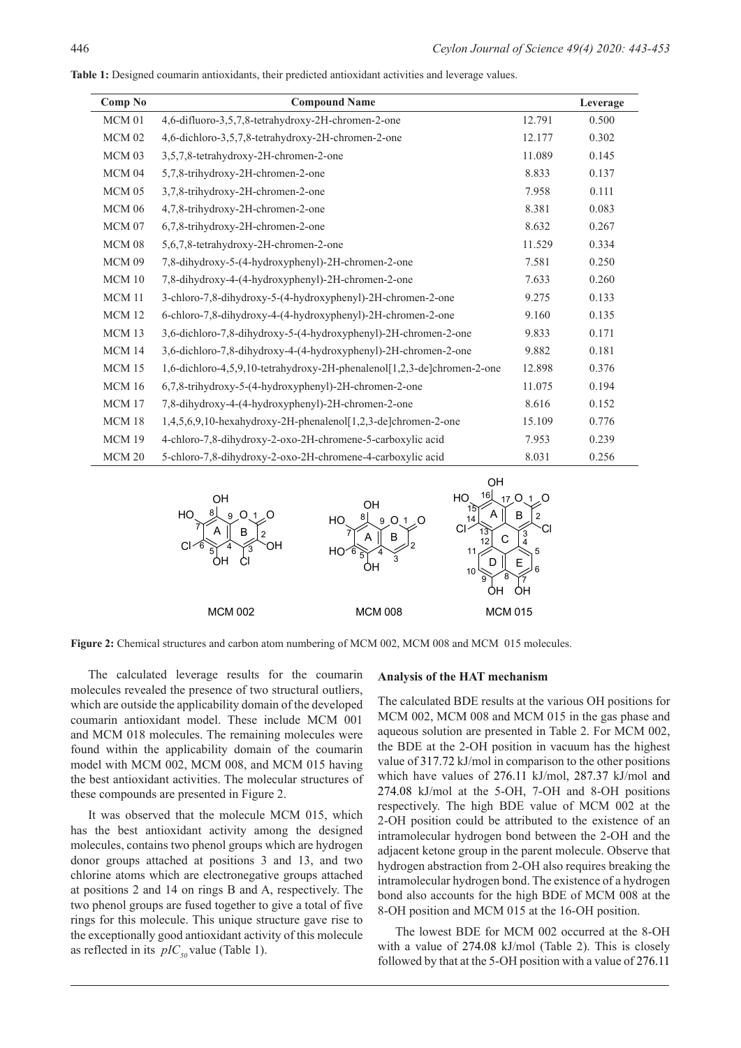**Table 1:** Designed coumarin antioxidants, their predicted antioxidant activities and leverage values.

| Comp No | Compound Name | | Leverage |
|---|---|---|---|
| MCM 01 | 4,6-difluoro-3,5,7,8-tetrahydroxy-2H-chromen-2-one | 12.791 | 0.500 |
| MCM 02 | 4,6-dichloro-3,5,7,8-tetrahydroxy-2H-chromen-2-one | 12.177 | 0.302 |
| MCM 03 | 3,5,7,8-tetrahydroxy-2H-chromen-2-one | 11.089 | 0.145 |
| MCM 04 | 5,7,8-trihydroxy-2H-chromen-2-one | 8.833 | 0.137 |
| MCM 05 | 3,7,8-trihydroxy-2H-chromen-2-one | 7.958 | 0.111 |
| MCM 06 | 4,7,8-trihydroxy-2H-chromen-2-one | 8.381 | 0.083 |
| MCM 07 | 6,7,8-trihydroxy-2H-chromen-2-one | 8.632 | 0.267 |
| MCM 08 | 5,6,7,8-tetrahydroxy-2H-chromen-2-one | 11.529 | 0.334 |
| MCM 09 | 7,8-dihydroxy-5-(4-hydroxyphenyl)-2H-chromen-2-one | 7.581 | 0.250 |
| MCM 10 | 7,8-dihydroxy-4-(4-hydroxyphenyl)-2H-chromen-2-one | 7.633 | 0.260 |
| MCM 11 | 3-chloro-7,8-dihydroxy-5-(4-hydroxyphenyl)-2H-chromen-2-one | 9.275 | 0.133 |
| MCM 12 | 6-chloro-7,8-dihydroxy-4-(4-hydroxyphenyl)-2H-chromen-2-one | 9.160 | 0.135 |
| MCM 13 | 3,6-dichloro-7,8-dihydroxy-5-(4-hydroxyphenyl)-2H-chromen-2-one | 9.833 | 0.171 |
| MCM 14 | 3,6-dichloro-7,8-dihydroxy-4-(4-hydroxyphenyl)-2H-chromen-2-one | 9.882 | 0.181 |
| MCM 15 | 1,6-dichloro-4,5,9,10-tetrahydroxy-2H-phenalenol[1,2,3-de]chromen-2-one | 12.898 | 0.376 |
| MCM 16 | 6,7,8-trihydroxy-5-(4-hydroxyphenyl)-2H-chromen-2-one | 11.075 | 0.194 |
| MCM 17 | 7,8-dihydroxy-4-(4-hydroxyphenyl)-2H-chromen-2-one | 8.616 | 0.152 |
| MCM 18 | 1,4,5,6,9,10-hexahydroxy-2H-phenalenol[1,2,3-de]chromen-2-one | 15.109 | 0.776 |
| MCM 19 | 4-chloro-7,8-dihydroxy-2-oxo-2H-chromene-5-carboxylic acid | 7.953 | 0.239 |
| MCM 20 | 5-chloro-7,8-dihydroxy-2-oxo-2H-chromene-4-carboxylic acid | 8.031 | 0.256 |

MCM 002 MCM 008 MCM 015

**Figure 2:** Chemical structures and carbon atom numbering of MCM 002, MCM 008 and MCM 015 molecules.

The calculated leverage results for the coumarin molecules revealed the presence of two structural outliers, which are outside the applicability domain of the developed coumarin antioxidant model. These include MCM 001 and MCM 018 molecules. The remaining molecules were found within the applicability domain of the coumarin model with MCM 002, MCM 008, and MCM 015 having the best antioxidant activities. The molecular structures of these compounds are presented in Figure 2.

It was observed that the molecule MCM 015, which has the best antioxidant activity among the designed molecules, contains two phenol groups which are hydrogen donor groups attached at positions 3 and 13, and two chlorine atoms which are electronegative groups attached at positions 2 and 14 on rings B and A, respectively. The two phenol groups are fused together to give a total of five rings for this molecule. This unique structure gave rise to the exceptionally good antioxidant activity of this molecule as reflected in its $pIC_{50}$ value (Table 1).

### Analysis of the HAT mechanism

The calculated BDE results at the various OH positions for MCM 002, MCM 008 and MCM 015 in the gas phase and aqueous solution are presented in Table 2. For MCM 002, the BDE at the 2-OH position in vacuum has the highest value of 317.72 kJ/mol in comparison to the other positions which have values of 276.11 kJ/mol, 287.37 kJ/mol and 274.08 kJ/mol at the 5-OH, 7-OH and 8-OH positions respectively. The high BDE value of MCM 002 at the 2-OH position could be attributed to the existence of an intramolecular hydrogen bond between the 2-OH and the adjacent ketone group in the parent molecule. Observe that hydrogen abstraction from 2-OH also requires breaking the intramolecular hydrogen bond. The existence of a hydrogen bond also accounts for the high BDE of MCM 008 at the 8-OH position and MCM 015 at the 16-OH position.

The lowest BDE for MCM 002 occurred at the 8-OH with a value of 274.08 kJ/mol (Table 2). This is closely followed by that at the 5-OH position with a value of 276.11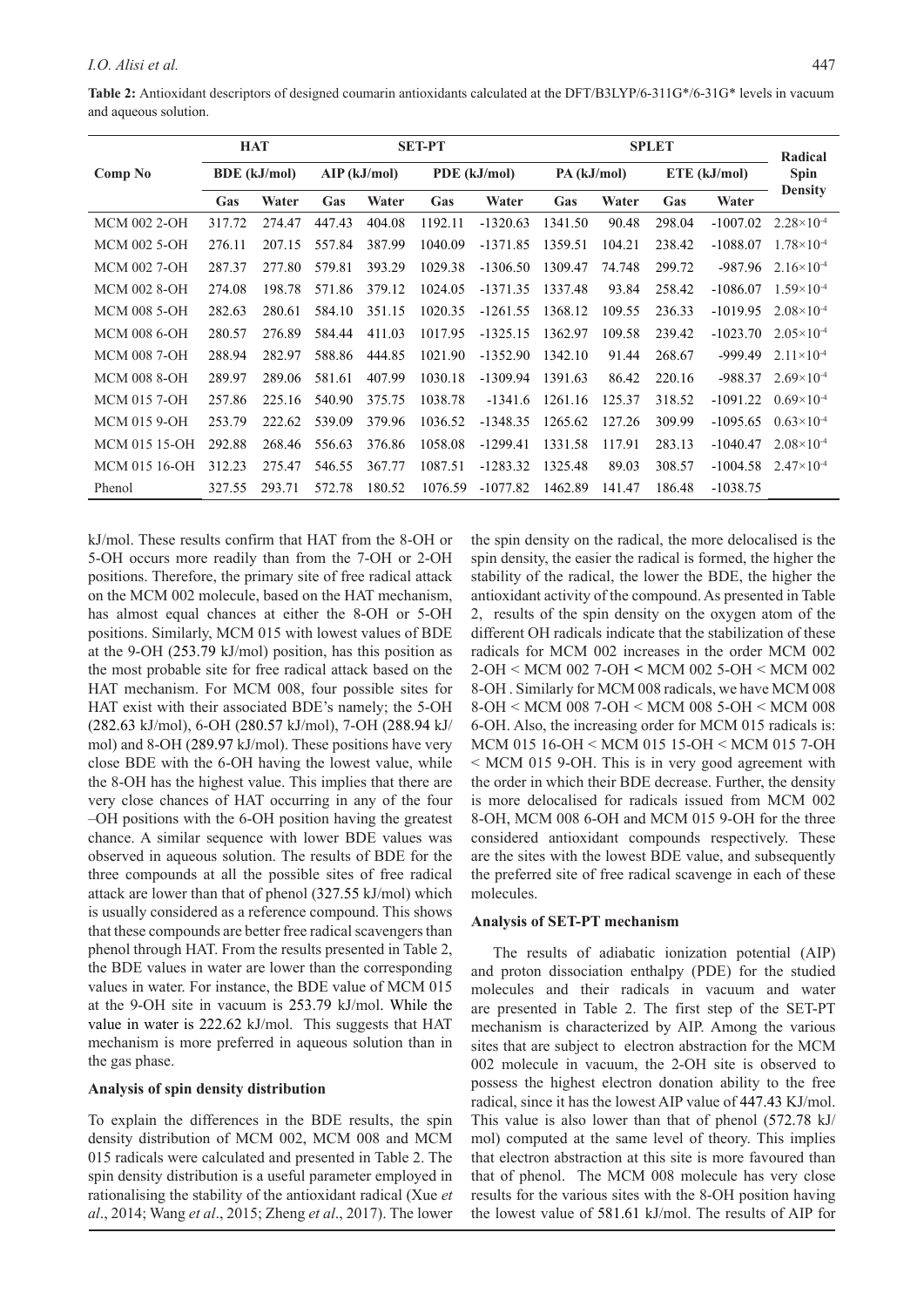**Table 2:** Antioxidant descriptors of designed coumarin antioxidants calculated at the DFT/B3LYP/6-311G*/6-31G* levels in vacuum and aqueous solution.

| Comp No | HAT | | SET-PT | | | | SPLET | | | | Radical Spin Density |
|---|---|---|---|---|---|---|---|---|---|---|---|
| | BDE (kJ/mol) | | AIP (kJ/mol) | | PDE (kJ/mol) | | PA (kJ/mol) | | ETE (kJ/mol) | | |
| | Gas | Water | Gas | Water | Gas | Water | Gas | Water | Gas | Water | |
| MCM 002 2-OH | 317.72 | 274.47 | 447.43 | 404.08 | 1192.11 | -1320.63 | 1341.50 | 90.48 | 298.04 | -1007.02 | $2.28\times10^{-4}$ |
| MCM 002 5-OH | 276.11 | 207.15 | 557.84 | 387.99 | 1040.09 | -1371.85 | 1359.51 | 104.21 | 238.42 | -1088.07 | $1.78\times10^{-4}$ |
| MCM 002 7-OH | 287.37 | 277.80 | 579.81 | 393.29 | 1029.38 | -1306.50 | 1309.47 | 74.748 | 299.72 | -987.96 | $2.16\times10^{-4}$ |
| MCM 002 8-OH | 274.08 | 198.78 | 571.86 | 379.12 | 1024.05 | -1371.35 | 1337.48 | 93.84 | 258.42 | -1086.07 | $1.59\times10^{-4}$ |
| MCM 008 5-OH | 282.63 | 280.61 | 584.10 | 351.15 | 1020.35 | -1261.55 | 1368.12 | 109.55 | 236.33 | -1019.95 | $2.08\times10^{-4}$ |
| MCM 008 6-OH | 280.57 | 276.89 | 584.44 | 411.03 | 1017.95 | -1325.15 | 1362.97 | 109.58 | 239.42 | -1023.70 | $2.05\times10^{-4}$ |
| MCM 008 7-OH | 288.94 | 282.97 | 588.86 | 444.85 | 1021.90 | -1352.90 | 1342.10 | 91.44 | 268.67 | -999.49 | $2.11\times10^{-4}$ |
| MCM 008 8-OH | 289.97 | 289.06 | 581.61 | 407.99 | 1030.18 | -1309.94 | 1391.63 | 86.42 | 220.16 | -988.37 | $2.69\times10^{-4}$ |
| MCM 015 7-OH | 257.86 | 225.16 | 540.90 | 375.75 | 1038.78 | -1341.6 | 1261.16 | 125.37 | 318.52 | -1091.22 | $0.69\times10^{-4}$ |
| MCM 015 9-OH | 253.79 | 222.62 | 539.09 | 379.96 | 1036.52 | -1348.35 | 1265.62 | 127.26 | 309.99 | -1095.65 | $0.63\times10^{-4}$ |
| MCM 015 15-OH | 292.88 | 268.46 | 556.63 | 376.86 | 1058.08 | -1299.41 | 1331.58 | 117.91 | 283.13 | -1040.47 | $2.08\times10^{-4}$ |
| MCM 015 16-OH | 312.23 | 275.47 | 546.55 | 367.77 | 1087.51 | -1283.32 | 1325.48 | 89.03 | 308.57 | -1004.58 | $2.47\times10^{-4}$ |
| Phenol | 327.55 | 293.71 | 572.78 | 180.52 | 1076.59 | -1077.82 | 1462.89 | 141.47 | 186.48 | -1038.75 | |

kJ/mol. These results confirm that HAT from the 8-OH or 5-OH occurs more readily than from the 7-OH or 2-OH positions. Therefore, the primary site of free radical attack on the MCM 002 molecule, based on the HAT mechanism, has almost equal chances at either the 8-OH or 5-OH positions. Similarly, MCM 015 with lowest values of BDE at the 9-OH (253.79 kJ/mol) position, has this position as the most probable site for free radical attack based on the HAT mechanism. For MCM 008, four possible sites for HAT exist with their associated BDE's namely; the 5-OH (282.63 kJ/mol), 6-OH (280.57 kJ/mol), 7-OH (288.94 kJ/mol) and 8-OH (289.97 kJ/mol). These positions have very close BDE with the 6-OH having the lowest value, while the 8-OH has the highest value. This implies that there are very close chances of HAT occurring in any of the four –OH positions with the 6-OH position having the greatest chance. A similar sequence with lower BDE values was observed in aqueous solution. The results of BDE for the three compounds at all the possible sites of free radical attack are lower than that of phenol (327.55 kJ/mol) which is usually considered as a reference compound. This shows that these compounds are better free radical scavengers than phenol through HAT. From the results presented in Table 2, the BDE values in water are lower than the corresponding values in water. For instance, the BDE value of MCM 015 at the 9-OH site in vacuum is 253.79 kJ/mol. While the value in water is 222.62 kJ/mol. This suggests that HAT mechanism is more preferred in aqueous solution than in the gas phase.

#### Analysis of spin density distribution

To explain the differences in the BDE results, the spin density distribution of MCM 002, MCM 008 and MCM 015 radicals were calculated and presented in Table 2. The spin density distribution is a useful parameter employed in rationalising the stability of the antioxidant radical (Xue *et al*., 2014; Wang *et al*., 2015; Zheng *et al*., 2017). The lower the spin density on the radical, the more delocalised is the spin density, the easier the radical is formed, the higher the stability of the radical, the lower the BDE, the higher the antioxidant activity of the compound. As presented in Table 2, results of the spin density on the oxygen atom of the different OH radicals indicate that the stabilization of these radicals for MCM 002 increases in the order MCM 002 2-OH < MCM 002 7-OH < MCM 002 5-OH < MCM 002 8-OH . Similarly for MCM 008 radicals, we have MCM 008 8-OH < MCM 008 7-OH < MCM 008 5-OH < MCM 008 6-OH. Also, the increasing order for MCM 015 radicals is: MCM 015 16-OH < MCM 015 15-OH < MCM 015 7-OH < MCM 015 9-OH. This is in very good agreement with the order in which their BDE decrease. Further, the density is more delocalised for radicals issued from MCM 002 8-OH, MCM 008 6-OH and MCM 015 9-OH for the three considered antioxidant compounds respectively. These are the sites with the lowest BDE value, and subsequently the preferred site of free radical scavenge in each of these molecules.

#### Analysis of SET-PT mechanism

The results of adiabatic ionization potential (AIP) and proton dissociation enthalpy (PDE) for the studied molecules and their radicals in vacuum and water are presented in Table 2. The first step of the SET-PT mechanism is characterized by AIP. Among the various sites that are subject to electron abstraction for the MCM 002 molecule in vacuum, the 2-OH site is observed to possess the highest electron donation ability to the free radical, since it has the lowest AIP value of 447.43 KJ/mol. This value is also lower than that of phenol (572.78 kJ/mol) computed at the same level of theory. This implies that electron abstraction at this site is more favoured than that of phenol. The MCM 008 molecule has very close results for the various sites with the 8-OH position having the lowest value of 581.61 kJ/mol. The results of AIP for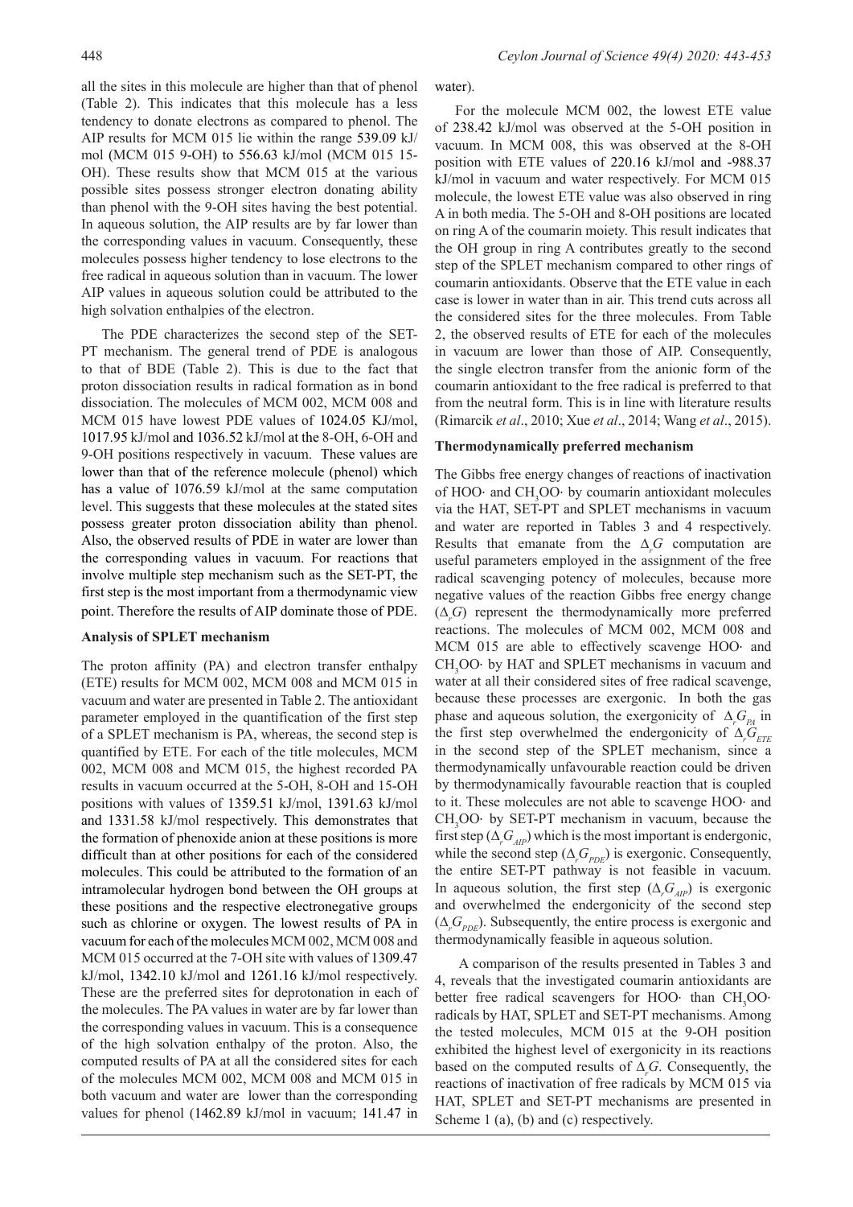all the sites in this molecule are higher than that of phenol (Table 2). This indicates that this molecule has a less tendency to donate electrons as compared to phenol. The AIP results for MCM 015 lie within the range 539.09 kJ/mol (MCM 015 9-OH) to 556.63 kJ/mol (MCM 015 15-OH). These results show that MCM 015 at the various possible sites possess stronger electron donating ability than phenol with the 9-OH sites having the best potential. In aqueous solution, the AIP results are by far lower than the corresponding values in vacuum. Consequently, these molecules possess higher tendency to lose electrons to the free radical in aqueous solution than in vacuum. The lower AIP values in aqueous solution could be attributed to the high solvation enthalpies of the electron.

The PDE characterizes the second step of the SET-PT mechanism. The general trend of PDE is analogous to that of BDE (Table 2). This is due to the fact that proton dissociation results in radical formation as in bond dissociation. The molecules of MCM 002, MCM 008 and MCM 015 have lowest PDE values of 1024.05 KJ/mol, 1017.95 kJ/mol and 1036.52 kJ/mol at the 8-OH, 6-OH and 9-OH positions respectively in vacuum. These values are lower than that of the reference molecule (phenol) which has a value of 1076.59 kJ/mol at the same computation level. This suggests that these molecules at the stated sites possess greater proton dissociation ability than phenol. Also, the observed results of PDE in water are lower than the corresponding values in vacuum. For reactions that involve multiple step mechanism such as the SET-PT, the first step is the most important from a thermodynamic view point. Therefore the results of AIP dominate those of PDE.

### Analysis of SPLET mechanism

The proton affinity (PA) and electron transfer enthalpy (ETE) results for MCM 002, MCM 008 and MCM 015 in vacuum and water are presented in Table 2. The antioxidant parameter employed in the quantification of the first step of a SPLET mechanism is PA, whereas, the second step is quantified by ETE. For each of the title molecules, MCM 002, MCM 008 and MCM 015, the highest recorded PA results in vacuum occurred at the 5-OH, 8-OH and 15-OH positions with values of 1359.51 kJ/mol, 1391.63 kJ/mol and 1331.58 kJ/mol respectively. This demonstrates that the formation of phenoxide anion at these positions is more difficult than at other positions for each of the considered molecules. This could be attributed to the formation of an intramolecular hydrogen bond between the OH groups at these positions and the respective electronegative groups such as chlorine or oxygen. The lowest results of PA in vacuum for each of the molecules MCM 002, MCM 008 and MCM 015 occurred at the 7-OH site with values of 1309.47 kJ/mol, 1342.10 kJ/mol and 1261.16 kJ/mol respectively. These are the preferred sites for deprotonation in each of the molecules. The PA values in water are by far lower than the corresponding values in vacuum. This is a consequence of the high solvation enthalpy of the proton. Also, the computed results of PA at all the considered sites for each of the molecules MCM 002, MCM 008 and MCM 015 in both vacuum and water are lower than the corresponding values for phenol (1462.89 kJ/mol in vacuum; 141.47 in water).

For the molecule MCM 002, the lowest ETE value of 238.42 kJ/mol was observed at the 5-OH position in vacuum. In MCM 008, this was observed at the 8-OH position with ETE values of 220.16 kJ/mol and -988.37 kJ/mol in vacuum and water respectively. For MCM 015 molecule, the lowest ETE value was also observed in ring A in both media. The 5-OH and 8-OH positions are located on ring A of the coumarin moiety. This result indicates that the OH group in ring A contributes greatly to the second step of the SPLET mechanism compared to other rings of coumarin antioxidants. Observe that the ETE value in each case is lower in water than in air. This trend cuts across all the considered sites for the three molecules. From Table 2, the observed results of ETE for each of the molecules in vacuum are lower than those of AIP. Consequently, the single electron transfer from the anionic form of the coumarin antioxidant to the free radical is preferred to that from the neutral form. This is in line with literature results (Rimarcik *et al*., 2010; Xue *et al*., 2014; Wang *et al*., 2015).

### Thermodynamically preferred mechanism

The Gibbs free energy changes of reactions of inactivation of HOO· and $CH_3OO$· by coumarin antioxidant molecules via the HAT, SET-PT and SPLET mechanisms in vacuum and water are reported in Tables 3 and 4 respectively. Results that emanate from the $\Delta_r G$ computation are useful parameters employed in the assignment of the free radical scavenging potency of molecules, because more negative values of the reaction Gibbs free energy change ($\Delta_r G$) represent the thermodynamically more preferred reactions. The molecules of MCM 002, MCM 008 and MCM 015 are able to effectively scavenge HOO· and $CH_3OO$· by HAT and SPLET mechanisms in vacuum and water at all their considered sites of free radical scavenge, because these processes are exergonic. In both the gas phase and aqueous solution, the exergonicity of $\Delta_r G_{PA}$ in the first step overwhelmed the endergonicity of $\Delta_r G_{ETE}$ in the second step of the SPLET mechanism, since a thermodynamically unfavourable reaction could be driven by thermodynamically favourable reaction that is coupled to it. These molecules are not able to scavenge HOO· and $CH_3OO$· by SET-PT mechanism in vacuum, because the first step ($\Delta_r G_{AIP}$) which is the most important is endergonic, while the second step ($\Delta_r G_{PDE}$) is exergonic. Consequently, the entire SET-PT pathway is not feasible in vacuum. In aqueous solution, the first step ($\Delta_r G_{AIP}$) is exergonic and overwhelmed the endergonicity of the second step ($\Delta_r G_{PDE}$). Subsequently, the entire process is exergonic and thermodynamically feasible in aqueous solution.

A comparison of the results presented in Tables 3 and 4, reveals that the investigated coumarin antioxidants are better free radical scavengers for HOO· than $CH_3OO$· radicals by HAT, SPLET and SET-PT mechanisms. Among the tested molecules, MCM 015 at the 9-OH position exhibited the highest level of exergonicity in its reactions based on the computed results of $\Delta_r G$. Consequently, the reactions of inactivation of free radicals by MCM 015 via HAT, SPLET and SET-PT mechanisms are presented in Scheme 1 (a), (b) and (c) respectively.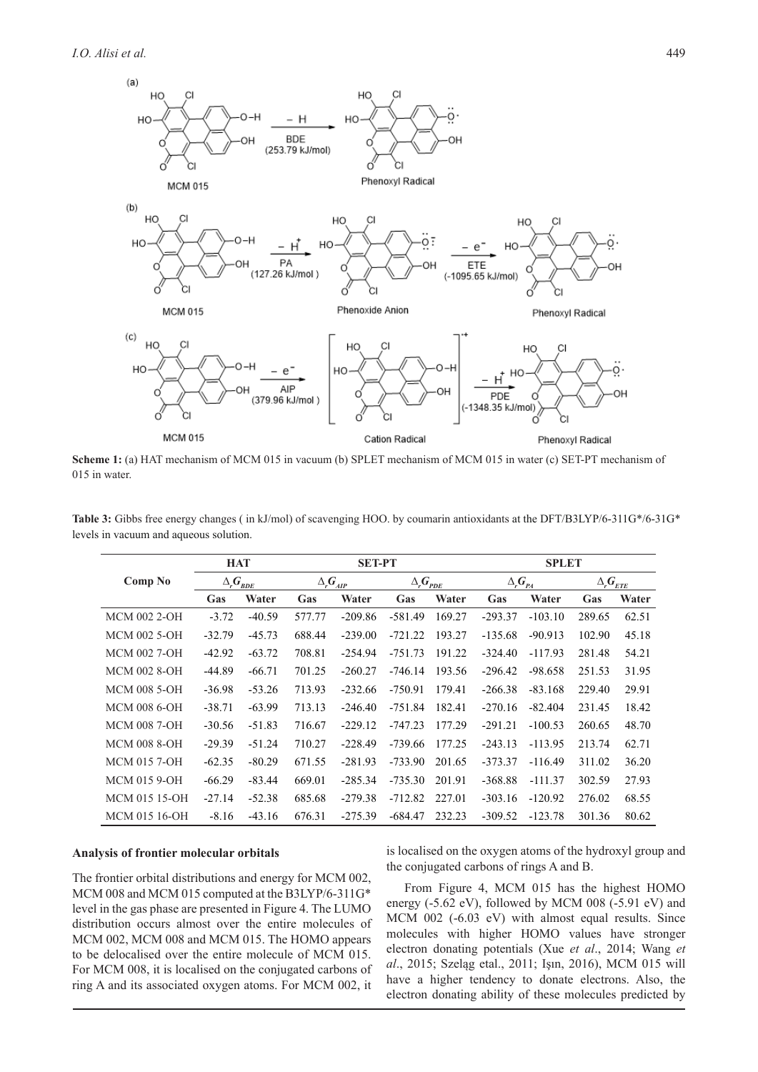**Scheme 1:** (a) HAT mechanism of MCM 015 in vacuum (b) SPLET mechanism of MCM 015 in water (c) SET-PT mechanism of 015 in water.

**Table 3:** Gibbs free energy changes ( in kJ/mol) of scavenging HOO. by coumarin antioxidants at the DFT/B3LYP/6-311G*/6-31G* levels in vacuum and aqueous solution.

| Comp No | HAT | | SET-PT | | | | SPLET | | | |
|---|---|---|---|---|---|---|---|---|---|---|
| | $\Delta_r G_{BDE}$ | | $\Delta_r G_{AIP}$ | | $\Delta_r G_{PDE}$ | | $\Delta_r G_{PA}$ | | $\Delta_r G_{ETE}$ | |
| | Gas | Water | Gas | Water | Gas | Water | Gas | Water | Gas | Water |
| MCM 002 2-OH | -3.72 | -40.59 | 577.77 | -209.86 | -581.49 | 169.27 | -293.37 | -103.10 | 289.65 | 62.51 |
| MCM 002 5-OH | -32.79 | -45.73 | 688.44 | -239.00 | -721.22 | 193.27 | -135.68 | -90.913 | 102.90 | 45.18 |
| MCM 002 7-OH | -42.92 | -63.72 | 708.81 | -254.94 | -751.73 | 191.22 | -324.40 | -117.93 | 281.48 | 54.21 |
| MCM 002 8-OH | -44.89 | -66.71 | 701.25 | -260.27 | -746.14 | 193.56 | -296.42 | -98.658 | 251.53 | 31.95 |
| MCM 008 5-OH | -36.98 | -53.26 | 713.93 | -232.66 | -750.91 | 179.41 | -266.38 | -83.168 | 229.40 | 29.91 |
| MCM 008 6-OH | -38.71 | -63.99 | 713.13 | -246.40 | -751.84 | 182.41 | -270.16 | -82.404 | 231.45 | 18.42 |
| MCM 008 7-OH | -30.56 | -51.83 | 716.67 | -229.12 | -747.23 | 177.29 | -291.21 | -100.53 | 260.65 | 48.70 |
| MCM 008 8-OH | -29.39 | -51.24 | 710.27 | -228.49 | -739.66 | 177.25 | -243.13 | -113.95 | 213.74 | 62.71 |
| MCM 015 7-OH | -62.35 | -80.29 | 671.55 | -281.93 | -733.90 | 201.65 | -373.37 | -116.49 | 311.02 | 36.20 |
| MCM 015 9-OH | -66.29 | -83.44 | 669.01 | -285.34 | -735.30 | 201.91 | -368.88 | -111.37 | 302.59 | 27.93 |
| MCM 015 15-OH | -27.14 | -52.38 | 685.68 | -279.38 | -712.82 | 227.01 | -303.16 | -120.92 | 276.02 | 68.55 |
| MCM 015 16-OH | -8.16 | -43.16 | 676.31 | -275.39 | -684.47 | 232.23 | -309.52 | -123.78 | 301.36 | 80.62 |

**Analysis of frontier molecular orbitals**

The frontier orbital distributions and energy for MCM 002, MCM 008 and MCM 015 computed at the B3LYP/6-311G* level in the gas phase are presented in Figure 4. The LUMO distribution occurs almost over the entire molecules of MCM 002, MCM 008 and MCM 015. The HOMO appears to be delocalised over the entire molecule of MCM 015. For MCM 008, it is localised on the conjugated carbons of ring A and its associated oxygen atoms. For MCM 002, it is localised on the oxygen atoms of the hydroxyl group and the conjugated carbons of rings A and B.

From Figure 4, MCM 015 has the highest HOMO energy (-5.62 eV), followed by MCM 008 (-5.91 eV) and MCM 002 (-6.03 eV) with almost equal results. Since molecules with higher HOMO values have stronger electron donating potentials (Xue *et al*., 2014; Wang *et al*., 2015; Szeląg etal., 2011; Işın, 2016), MCM 015 will have a higher tendency to donate electrons. Also, the electron donating ability of these molecules predicted by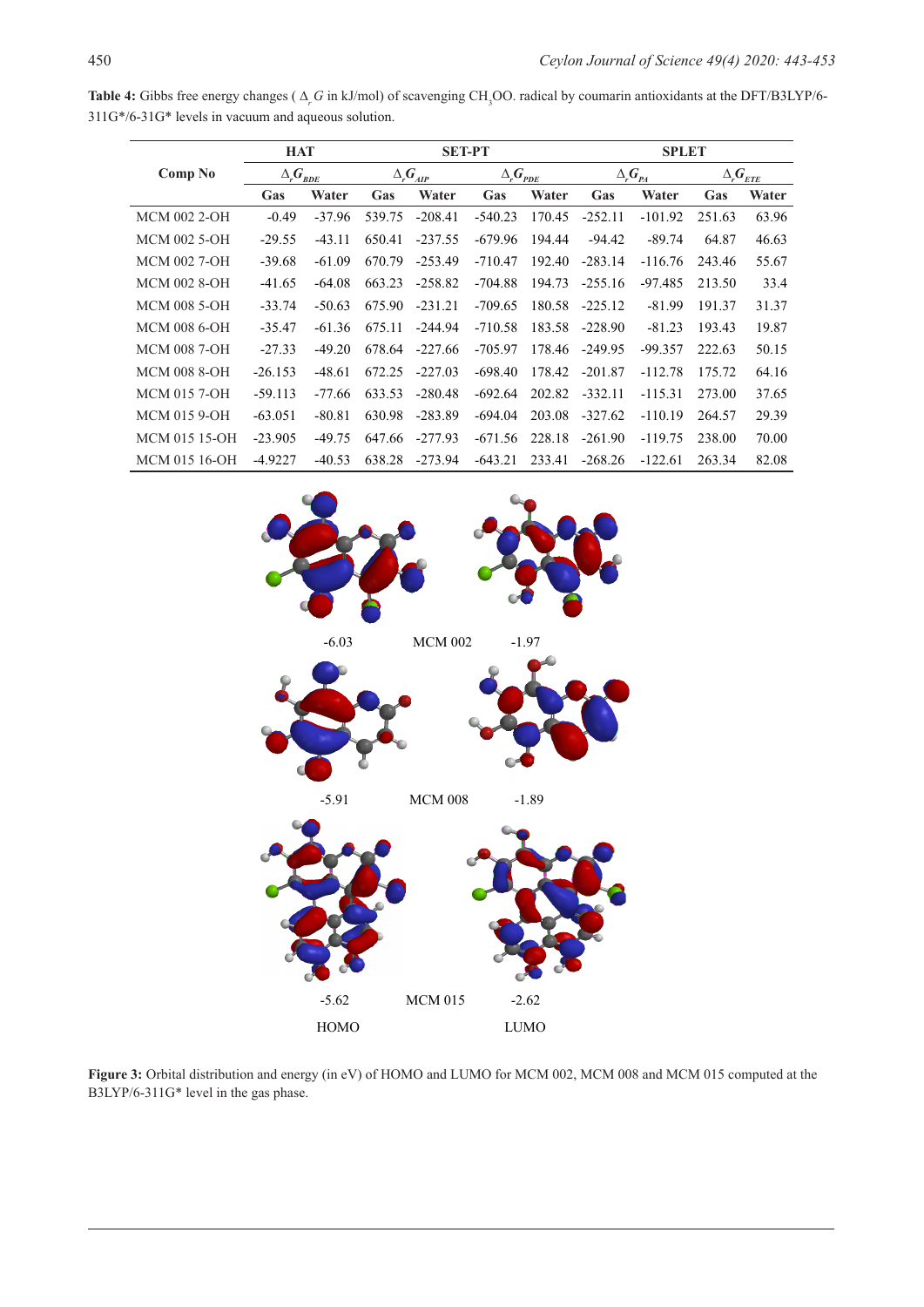**Table 4:** Gibbs free energy changes ( $\Delta_r G$ in kJ/mol) of scavenging $CH_3OO$. radical by coumarin antioxidants at the DFT/B3LYP/6-311G*/6-31G* levels in vacuum and aqueous solution.

| Comp No | HAT | | SET-PT | | | | SPLET | | | |
|---|---|---|---|---|---|---|---|---|---|---|
| | $\Delta_r G_{BDE}$ | | $\Delta_r G_{AIP}$ | | $\Delta_r G_{PDE}$ | | $\Delta_r G_{PA}$ | | $\Delta_r G_{ETE}$ | |
| | Gas | Water | Gas | Water | Gas | Water | Gas | Water | Gas | Water |
| MCM 002 2-OH | -0.49 | -37.96 | 539.75 | -208.41 | -540.23 | 170.45 | -252.11 | -101.92 | 251.63 | 63.96 |
| MCM 002 5-OH | -29.55 | -43.11 | 650.41 | -237.55 | -679.96 | 194.44 | -94.42 | -89.74 | 64.87 | 46.63 |
| MCM 002 7-OH | -39.68 | -61.09 | 670.79 | -253.49 | -710.47 | 192.40 | -283.14 | -116.76 | 243.46 | 55.67 |
| MCM 002 8-OH | -41.65 | -64.08 | 663.23 | -258.82 | -704.88 | 194.73 | -255.16 | -97.485 | 213.50 | 33.4 |
| MCM 008 5-OH | -33.74 | -50.63 | 675.90 | -231.21 | -709.65 | 180.58 | -225.12 | -81.99 | 191.37 | 31.37 |
| MCM 008 6-OH | -35.47 | -61.36 | 675.11 | -244.94 | -710.58 | 183.58 | -228.90 | -81.23 | 193.43 | 19.87 |
| MCM 008 7-OH | -27.33 | -49.20 | 678.64 | -227.66 | -705.97 | 178.46 | -249.95 | -99.357 | 222.63 | 50.15 |
| MCM 008 8-OH | -26.153 | -48.61 | 672.25 | -227.03 | -698.40 | 178.42 | -201.87 | -112.78 | 175.72 | 64.16 |
| MCM 015 7-OH | -59.113 | -77.66 | 633.53 | -280.48 | -692.64 | 202.82 | -332.11 | -115.31 | 273.00 | 37.65 |
| MCM 015 9-OH | -63.051 | -80.81 | 630.98 | -283.89 | -694.04 | 203.08 | -327.62 | -110.19 | 264.57 | 29.39 |
| MCM 015 15-OH | -23.905 | -49.75 | 647.66 | -277.93 | -671.56 | 228.18 | -261.90 | -119.75 | 238.00 | 70.00 |
| MCM 015 16-OH | -4.9227 | -40.53 | 638.28 | -273.94 | -643.21 | 233.41 | -268.26 | -122.61 | 263.34 | 82.08 |

-6.03 MCM 002 -1.97

-5.91 MCM 008 -1.89

-5.62 MCM 015 -2.62

HOMO LUMO

**Figure 3:** Orbital distribution and energy (in eV) of HOMO and LUMO for MCM 002, MCM 008 and MCM 015 computed at the B3LYP/6-311G* level in the gas phase.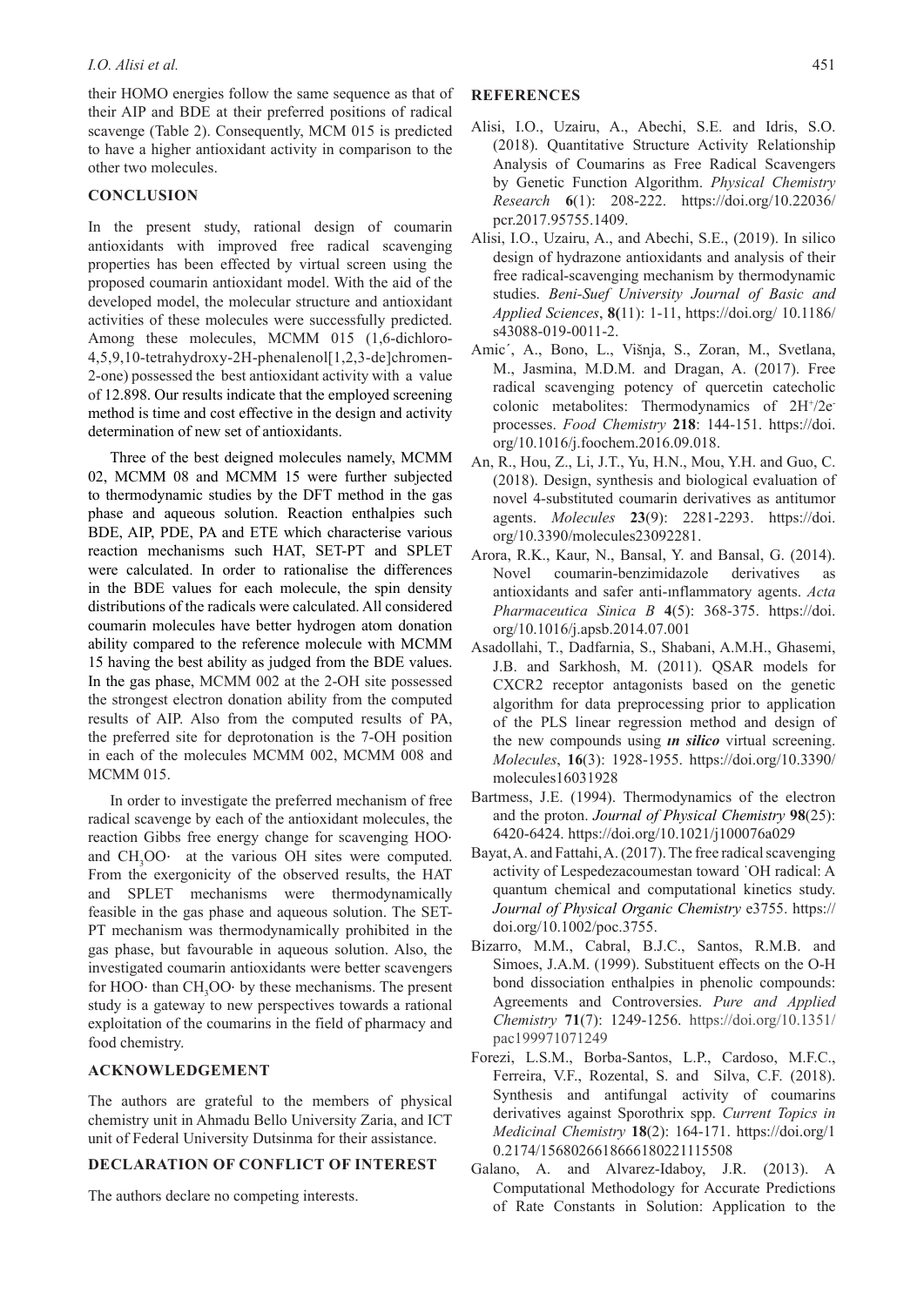their HOMO energies follow the same sequence as that of their AIP and BDE at their preferred positions of radical scavenge (Table 2). Consequently, MCM 015 is predicted to have a higher antioxidant activity in comparison to the other two molecules.

## CONCLUSION

In the present study, rational design of coumarin antioxidants with improved free radical scavenging properties has been effected by virtual screen using the proposed coumarin antioxidant model. With the aid of the developed model, the molecular structure and antioxidant activities of these molecules were successfully predicted. Among these molecules, MCMM 015 (1,6-dichloro-4,5,9,10-tetrahydroxy-2H-phenalenol[1,2,3-de]chromen-2-one) possessed the best antioxidant activity with a value of 12.898. Our results indicate that the employed screening method is time and cost effective in the design and activity determination of new set of antioxidants.

Three of the best deigned molecules namely, MCMM 02, MCMM 08 and MCMM 15 were further subjected to thermodynamic studies by the DFT method in the gas phase and aqueous solution. Reaction enthalpies such BDE, AIP, PDE, PA and ETE which characterise various reaction mechanisms such HAT, SET-PT and SPLET were calculated. In order to rationalise the differences in the BDE values for each molecule, the spin density distributions of the radicals were calculated. All considered coumarin molecules have better hydrogen atom donation ability compared to the reference molecule with MCMM 15 having the best ability as judged from the BDE values. In the gas phase, MCMM 002 at the 2-OH site possessed the strongest electron donation ability from the computed results of AIP. Also from the computed results of PA, the preferred site for deprotonation is the 7-OH position in each of the molecules MCMM 002, MCMM 008 and MCMM 015.

In order to investigate the preferred mechanism of free radical scavenge by each of the antioxidant molecules, the reaction Gibbs free energy change for scavenging HOO· and $CH_3OO·$ at the various OH sites were computed. From the exergonicity of the observed results, the HAT and SPLET mechanisms were thermodynamically feasible in the gas phase and aqueous solution. The SET-PT mechanism was thermodynamically prohibited in the gas phase, but favourable in aqueous solution. Also, the investigated coumarin antioxidants were better scavengers for HOO· than $CH_3OO·$ by these mechanisms. The present study is a gateway to new perspectives towards a rational exploitation of the coumarins in the field of pharmacy and food chemistry.

## ACKNOWLEDGEMENT

The authors are grateful to the members of physical chemistry unit in Ahmadu Bello University Zaria, and ICT unit of Federal University Dutsinma for their assistance.

## DECLARATION OF CONFLICT OF INTEREST

The authors declare no competing interests.

## REFERENCES

Alisi, I.O., Uzairu, A., Abechi, S.E. and Idris, S.O. (2018). Quantitative Structure Activity Relationship Analysis of Coumarins as Free Radical Scavengers by Genetic Function Algorithm. *Physical Chemistry Research* **6**(1): 208-222. https://doi.org/10.22036/pcr.2017.95755.1409.

Alisi, I.O., Uzairu, A., and Abechi, S.E., (2019). In silico design of hydrazone antioxidants and analysis of their free radical-scavenging mechanism by thermodynamic studies. *Beni-Suef University Journal of Basic and Applied Sciences*, **8(**11): 1-11, https://doi.org/ 10.1186/s43088-019-0011-2.

Amic´, A., Bono, L., Višnja, S., Zoran, M., Svetlana, M., Jasmina, M.D.M. and Dragan, A. (2017). Free radical scavenging potency of quercetin catecholic colonic metabolites: Thermodynamics of $2H^+/2e^-$ processes. *Food Chemistry* **218**: 144-151. https://doi.org/10.1016/j.foochem.2016.09.018.

An, R., Hou, Z., Li, J.T., Yu, H.N., Mou, Y.H. and Guo, C. (2018). Design, synthesis and biological evaluation of novel 4-substituted coumarin derivatives as antitumor agents. *Molecules* **23**(9): 2281-2293. https://doi.org/10.3390/molecules23092281.

Arora, R.K., Kaur, N., Bansal, Y. and Bansal, G. (2014). Novel coumarin-benzimidazole derivatives as antioxidants and safer anti-ınflammatory agents. *Acta Pharmaceutica Sinica B* **4**(5): 368-375. https://doi.org/10.1016/j.apsb.2014.07.001

Asadollahi, T., Dadfarnia, S., Shabani, A.M.H., Ghasemi, J.B. and Sarkhosh, M. (2011). QSAR models for CXCR2 receptor antagonists based on the genetic algorithm for data preprocessing prior to application of the PLS linear regression method and design of the new compounds using ***ın silico*** virtual screening. *Molecules*, **16**(3): 1928-1955. https://doi.org/10.3390/molecules16031928

Bartmess, J.E. (1994). Thermodynamics of the electron and the proton. *Journal of Physical Chemistry* **98**(25): 6420-6424. https://doi.org/10.1021/j100076a029

Bayat, A. and Fattahi, A. (2017). The free radical scavenging activity of Lespedezacoumestan toward ˙OH radical: A quantum chemical and computational kinetics study. *Journal of Physical Organic Chemistry* e3755. https://doi.org/10.1002/poc.3755.

Bizarro, M.M., Cabral, B.J.C., Santos, R.M.B. and Simoes, J.A.M. (1999). Substituent effects on the O-H bond dissociation enthalpies in phenolic compounds: Agreements and Controversies. *Pure and Applied Chemistry* **71**(7): 1249-1256. https://doi.org/10.1351/pac199971071249

Forezi, L.S.M., Borba-Santos, L.P., Cardoso, M.F.C., Ferreira, V.F., Rozental, S. and Silva, C.F. (2018). Synthesis and antifungal activity of coumarins derivatives against Sporothrix spp. *Current Topics in Medicinal Chemistry* **18**(2): 164-171. https://doi.org/10.2174/1568026618666180221115508

Galano, A. and Alvarez-Idaboy, J.R. (2013). A Computational Methodology for Accurate Predictions of Rate Constants in Solution: Application to the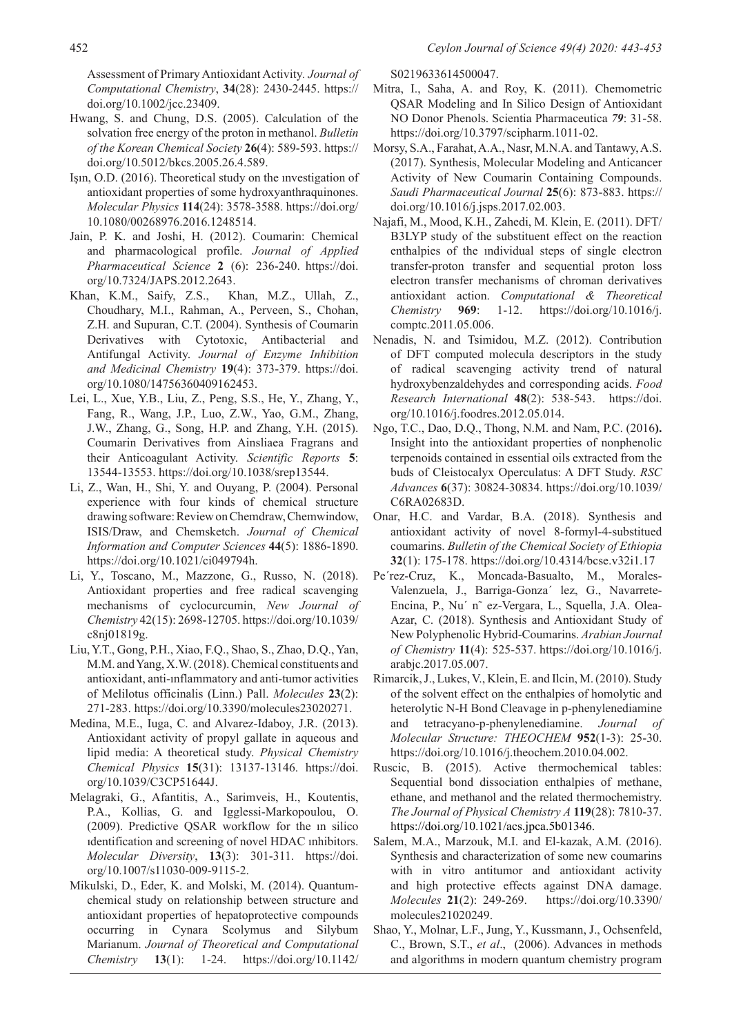Assessment of Primary Antioxidant Activity. *Journal of Computational Chemistry*, **34**(28): 2430-2445. https://doi.org/10.1002/jcc.23409.

Hwang, S. and Chung, D.S. (2005). Calculation of the solvation free energy of the proton in methanol. *Bulletin of the Korean Chemical Society* **26**(4): 589-593. https://doi.org/10.5012/bkcs.2005.26.4.589.

Işın, O.D. (2016). Theoretical study on the ınvestigation of antioxidant properties of some hydroxyanthraquinones. *Molecular Physics* **114**(24): 3578-3588. https://doi.org/10.1080/00268976.2016.1248514.

Jain, P. K. and Joshi, H. (2012). Coumarin: Chemical and pharmacological profile. *Journal of Applied Pharmaceutical Science* **2** (6): 236-240. https://doi.org/10.7324/JAPS.2012.2643.

Khan, K.M., Saify, Z.S., Khan, M.Z., Ullah, Z., Choudhary, M.I., Rahman, A., Perveen, S., Chohan, Z.H. and Supuran, C.T. (2004). Synthesis of Coumarin Derivatives with Cytotoxic, Antibacterial and Antifungal Activity. *Journal of Enzyme Inhibition and Medicinal Chemistry* **19**(4): 373-379. https://doi.org/10.1080/14756360409162453.

Lei, L., Xue, Y.B., Liu, Z., Peng, S.S., He, Y., Zhang, Y., Fang, R., Wang, J.P., Luo, Z.W., Yao, G.M., Zhang, J.W., Zhang, G., Song, H.P. and Zhang, Y.H. (2015). Coumarin Derivatives from Ainsliaea Fragrans and their Anticoagulant Activity. *Scientific Reports* **5**: 13544-13553. https://doi.org/10.1038/srep13544.

Li, Z., Wan, H., Shi, Y. and Ouyang, P. (2004). Personal experience with four kinds of chemical structure drawing software: Review on Chemdraw, Chemwindow, ISIS/Draw, and Chemsketch. *Journal of Chemical Information and Computer Sciences* **44**(5): 1886-1890. https://doi.org/10.1021/ci049794h.

Li, Y., Toscano, M., Mazzone, G., Russo, N. (2018). Antioxidant properties and free radical scavenging mechanisms of cyclocurcumin, *New Journal of Chemistry* 42(15): 2698-12705. https://doi.org/10.1039/c8nj01819g.

Liu, Y.T., Gong, P.H., Xiao, F.Q., Shao, S., Zhao, D.Q., Yan, M.M. and Yang, X.W. (2018). Chemical constituents and antioxidant, anti-ınflammatory and anti-tumor activities of Melilotus officinalis (Linn.) Pall. *Molecules* **23**(2): 271-283. https://doi.org/10.3390/molecules23020271.

Medina, M.E., Iuga, C. and Alvarez-Idaboy, J.R. (2013). Antioxidant activity of propyl gallate in aqueous and lipid media: A theoretical study. *Physical Chemistry Chemical Physics* **15**(31): 13137-13146. https://doi.org/10.1039/C3CP51644J.

Melagraki, G., Afantitis, A., Sarimveis, H., Koutentis, P.A., Kollias, G. and Igglessi-Markopoulou, O. (2009). Predictive QSAR workflow for the ın silico ıdentification and screening of novel HDAC ınhibitors. *Molecular Diversity*, **13**(3): 301-311. https://doi.org/10.1007/s11030-009-9115-2.

Mikulski, D., Eder, K. and Molski, M. (2014). Quantum-chemical study on relationship between structure and antioxidant properties of hepatoprotective compounds occurring in Cynara Scolymus and Silybum Marianum. *Journal of Theoretical and Computational Chemistry* **13**(1): 1-24. https://doi.org/10.1142/S0219633614500047.

Mitra, I., Saha, A. and Roy, K. (2011). Chemometric QSAR Modeling and In Silico Design of Antioxidant NO Donor Phenols. Scientia Pharmaceutica *79*: 31-58. https://doi.org/10.3797/scipharm.1011-02.

Morsy, S.A., Farahat, A.A., Nasr, M.N.A. and Tantawy, A.S. (2017). Synthesis, Molecular Modeling and Anticancer Activity of New Coumarin Containing Compounds. *Saudi Pharmaceutical Journal* **25**(6): 873-883. https://doi.org/10.1016/j.jsps.2017.02.003.

Najafi, M., Mood, K.H., Zahedi, M. Klein, E. (2011). DFT/B3LYP study of the substituent effect on the reaction enthalpies of the ındividual steps of single electron transfer-proton transfer and sequential proton loss electron transfer mechanisms of chroman derivatives antioxidant action. *Computational & Theoretical Chemistry* **969**: 1-12. https://doi.org/10.1016/j.comptc.2011.05.006.

Nenadis, N. and Tsimidou, M.Z. (2012). Contribution of DFT computed molecula descriptors in the study of radical scavenging activity trend of natural hydroxybenzaldehydes and corresponding acids. *Food Research International* **48**(2): 538-543. https://doi.org/10.1016/j.foodres.2012.05.014.

Ngo, T.C., Dao, D.Q., Thong, N.M. and Nam, P.C. (2016**).** Insight into the antioxidant properties of nonphenolic terpenoids contained in essential oils extracted from the buds of Cleistocalyx Operculatus: A DFT Study. *RSC Advances* **6**(37): 30824-30834. https://doi.org/10.1039/C6RA02683D.

Onar, H.C. and Vardar, B.A. (2018). Synthesis and antioxidant activity of novel 8-formyl-4-substitued coumarins. *Bulletin of the Chemical Society of Ethiopia* **32**(1): 175-178. https://doi.org/10.4314/bcse.v32i1.17

Pe´rez-Cruz, K., Moncada-Basualto, M., Morales-Valenzuela, J., Barriga-Gonza´ lez, G., Navarrete-Encina, P., Nu´ n˜ ez-Vergara, L., Squella, J.A. Olea-Azar, C. (2018). Synthesis and Antioxidant Study of New Polyphenolic Hybrid-Coumarins. *Arabian Journal of Chemistry* **11**(4): 525-537. https://doi.org/10.1016/j.arabjc.2017.05.007.

Rimarcik, J., Lukes, V., Klein, E. and Ilcin, M. (2010). Study of the solvent effect on the enthalpies of homolytic and heterolytic N-H Bond Cleavage in p-phenylenediamine and tetracyano-p-phenylenediamine. *Journal of Molecular Structure: THEOCHEM* **952**(1-3): 25-30. https://doi.org/10.1016/j.theochem.2010.04.002.

Ruscic, B. (2015). Active thermochemical tables: Sequential bond dissociation enthalpies of methane, ethane, and methanol and the related thermochemistry. *The Journal of Physical Chemistry A* **119**(28): 7810-37. https://doi.org/10.1021/acs.jpca.5b01346.

Salem, M.A., Marzouk, M.I. and El-kazak, A.M. (2016). Synthesis and characterization of some new coumarins with in vitro antitumor and antioxidant activity and high protective effects against DNA damage. *Molecules* **21**(2): 249-269. https://doi.org/10.3390/molecules21020249.

Shao, Y., Molnar, L.F., Jung, Y., Kussmann, J., Ochsenfeld, C., Brown, S.T., *et al*., (2006). Advances in methods and algorithms in modern quantum chemistry program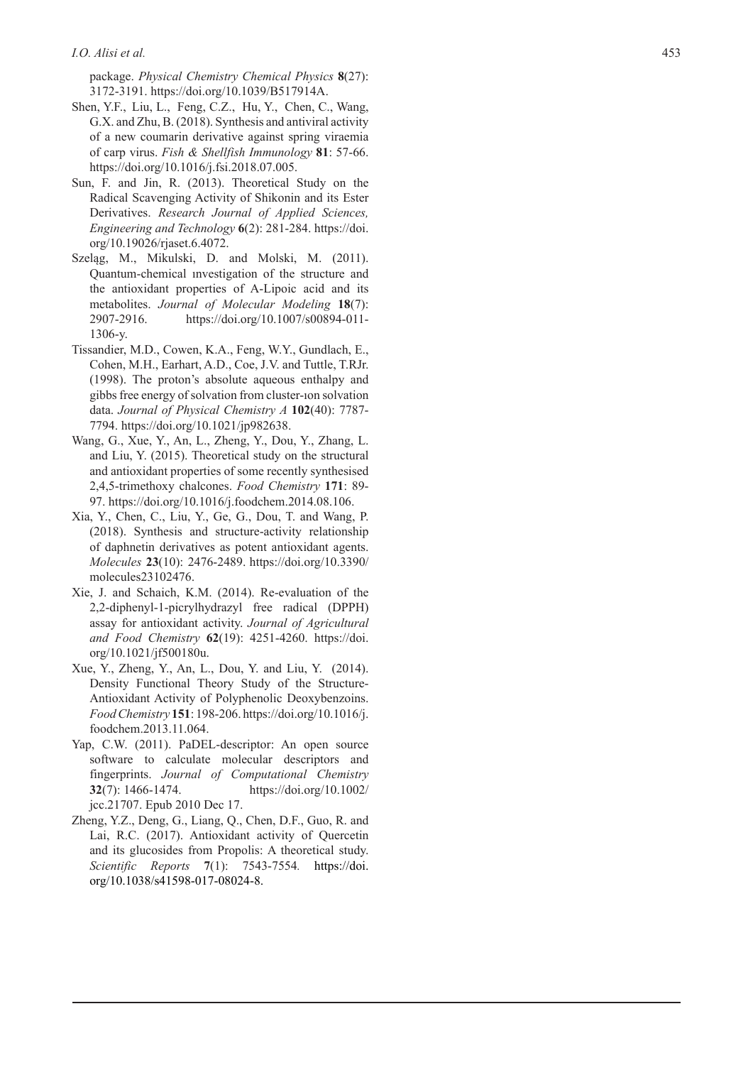package. *Physical Chemistry Chemical Physics* **8**(27): 3172-3191. https://doi.org/10.1039/B517914A.

Shen, Y.F., Liu, L., Feng, C.Z., Hu, Y., Chen, C., Wang, G.X. and Zhu, B. (2018). Synthesis and antiviral activity of a new coumarin derivative against spring viraemia of carp virus. *Fish & Shellfish Immunology* **81**: 57-66. https://doi.org/10.1016/j.fsi.2018.07.005.

Sun, F. and Jin, R. (2013). Theoretical Study on the Radical Scavenging Activity of Shikonin and its Ester Derivatives. *Research Journal of Applied Sciences, Engineering and Technology* **6**(2): 281-284. https://doi.org/10.19026/rjaset.6.4072.

Szeląg, M., Mikulski, D. and Molski, M. (2011). Quantum-chemical ınvestigation of the structure and the antioxidant properties of A-Lipoic acid and its metabolites. *Journal of Molecular Modeling* **18**(7): 2907-2916. https://doi.org/10.1007/s00894-011-1306-y.

Tissandier, M.D., Cowen, K.A., Feng, W.Y., Gundlach, E., Cohen, M.H., Earhart, A.D., Coe, J.V. and Tuttle, T.RJr. (1998). The proton's absolute aqueous enthalpy and gibbs free energy of solvation from cluster-ıon solvation data. *Journal of Physical Chemistry A* **102**(40): 7787-7794. https://doi.org/10.1021/jp982638.

Wang, G., Xue, Y., An, L., Zheng, Y., Dou, Y., Zhang, L. and Liu, Y. (2015). Theoretical study on the structural and antioxidant properties of some recently synthesised 2,4,5-trimethoxy chalcones. *Food Chemistry* **171**: 89-97. https://doi.org/10.1016/j.foodchem.2014.08.106.

Xia, Y., Chen, C., Liu, Y., Ge, G., Dou, T. and Wang, P. (2018). Synthesis and structure-activity relationship of daphnetin derivatives as potent antioxidant agents. *Molecules* **23**(10): 2476-2489. https://doi.org/10.3390/molecules23102476.

Xie, J. and Schaich, K.M. (2014). Re-evaluation of the 2,2-diphenyl-1-picrylhydrazyl free radical (DPPH) assay for antioxidant activity. *Journal of Agricultural and Food Chemistry* **62**(19): 4251-4260. https://doi.org/10.1021/jf500180u.

Xue, Y., Zheng, Y., An, L., Dou, Y. and Liu, Y. (2014). Density Functional Theory Study of the Structure-Antioxidant Activity of Polyphenolic Deoxybenzoins. *Food Chemistry* **151**: 198-206. https://doi.org/10.1016/j.foodchem.2013.11.064.

Yap, C.W. (2011). PaDEL-descriptor: An open source software to calculate molecular descriptors and fingerprints. *Journal of Computational Chemistry* **32**(7): 1466-1474. https://doi.org/10.1002/jcc.21707. Epub 2010 Dec 17.

Zheng, Y.Z., Deng, G., Liang, Q., Chen, D.F., Guo, R. and Lai, R.C. (2017). Antioxidant activity of Quercetin and its glucosides from Propolis: A theoretical study. *Scientific Reports* **7**(1): 7543-7554. https://doi.org/10.1038/s41598-017-08024-8.